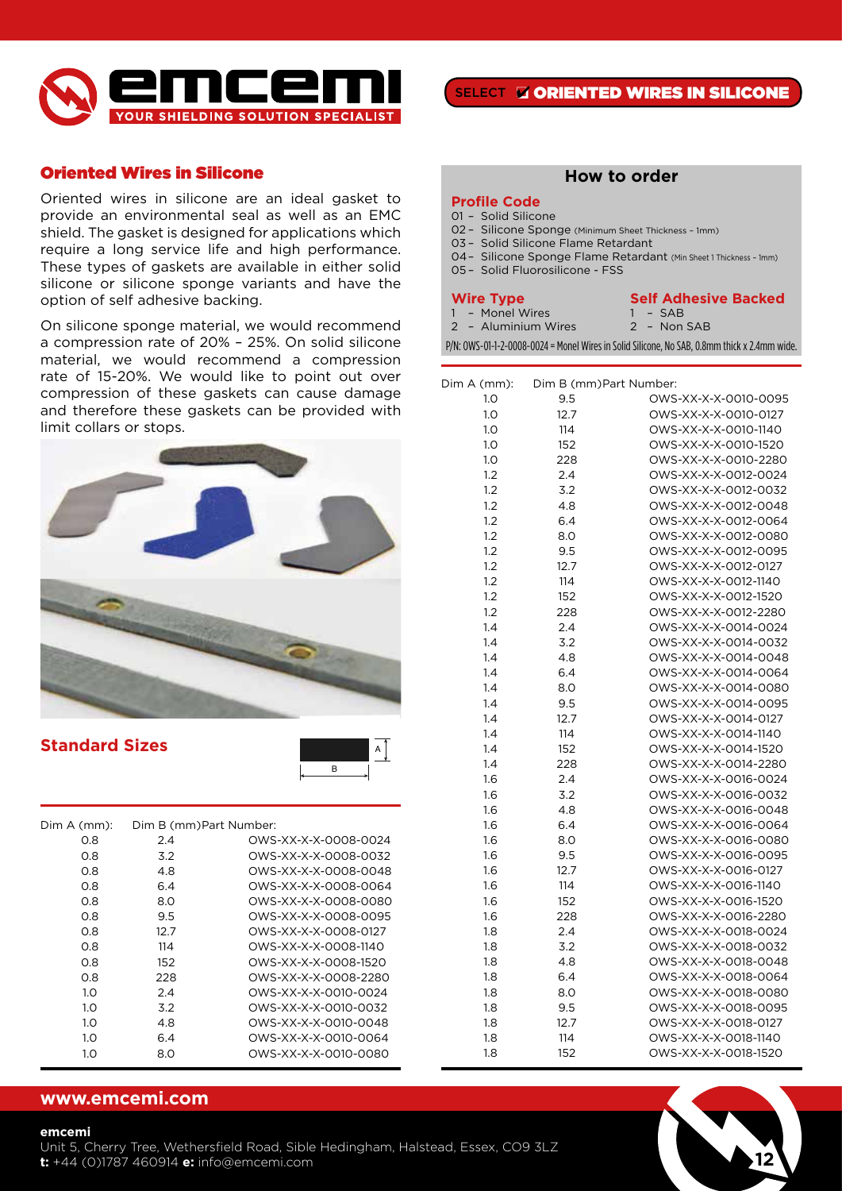# Oriented Wires in Silicone

Oriented wires in silicone are an ideal gasket to provide an environmental seal as well as an EMC shield. The gasket is designed for applications which require a long service life and high performance. These types of gaskets are available in either solid silicone or silicone sponge variants and have the option of self adhesive backing.

On silicone sponge material, we would recommend a compression rate of 20% – 25%. On solid silicone material, we would recommend a compression rate of 15-20%. We would like to point out over compression of these gaskets can cause damage and therefore these gaskets can be provided with limit collars or stops.

## Standard Sizes

| Dim A (mm): | Dim B (mm) | Part Number: |
|---|---|---|
| 0.8 | 2.4 | OWS-XX-X-X-0008-0024 |
| 0.8 | 3.2 | OWS-XX-X-X-0008-0032 |
| 0.8 | 4.8 | OWS-XX-X-X-0008-0048 |
| 0.8 | 6.4 | OWS-XX-X-X-0008-0064 |
| 0.8 | 8.0 | OWS-XX-X-X-0008-0080 |
| 0.8 | 9.5 | OWS-XX-X-X-0008-0095 |
| 0.8 | 12.7 | OWS-XX-X-X-0008-0127 |
| 0.8 | 114 | OWS-XX-X-X-0008-1140 |
| 0.8 | 152 | OWS-XX-X-X-0008-1520 |
| 0.8 | 228 | OWS-XX-X-X-0008-2280 |
| 1.0 | 2.4 | OWS-XX-X-X-0010-0024 |
| 1.0 | 3.2 | OWS-XX-X-X-0010-0032 |
| 1.0 | 4.8 | OWS-XX-X-X-0010-0048 |
| 1.0 | 6.4 | OWS-XX-X-X-0010-0064 |
| 1.0 | 8.0 | OWS-XX-X-X-0010-0080 |
| 1.0 | 9.5 | OWS-XX-X-X-0010-0095 |
| 1.0 | 12.7 | OWS-XX-X-X-0010-0127 |
| 1.0 | 114 | OWS-XX-X-X-0010-1140 |
| 1.0 | 152 | OWS-XX-X-X-0010-1520 |
| 1.0 | 228 | OWS-XX-X-X-0010-2280 |
| 1.2 | 2.4 | OWS-XX-X-X-0012-0024 |
| 1.2 | 3.2 | OWS-XX-X-X-0012-0032 |
| 1.2 | 4.8 | OWS-XX-X-X-0012-0048 |
| 1.2 | 6.4 | OWS-XX-X-X-0012-0064 |
| 1.2 | 8.0 | OWS-XX-X-X-0012-0080 |
| 1.2 | 9.5 | OWS-XX-X-X-0012-0095 |
| 1.2 | 12.7 | OWS-XX-X-X-0012-0127 |
| 1.2 | 114 | OWS-XX-X-X-0012-1140 |
| 1.2 | 152 | OWS-XX-X-X-0012-1520 |
| 1.2 | 228 | OWS-XX-X-X-0012-2280 |
| 1.4 | 2.4 | OWS-XX-X-X-0014-0024 |
| 1.4 | 3.2 | OWS-XX-X-X-0014-0032 |
| 1.4 | 4.8 | OWS-XX-X-X-0014-0048 |
| 1.4 | 6.4 | OWS-XX-X-X-0014-0064 |
| 1.4 | 8.0 | OWS-XX-X-X-0014-0080 |
| 1.4 | 9.5 | OWS-XX-X-X-0014-0095 |
| 1.4 | 12.7 | OWS-XX-X-X-0014-0127 |
| 1.4 | 114 | OWS-XX-X-X-0014-1140 |
| 1.4 | 152 | OWS-XX-X-X-0014-1520 |
| 1.4 | 228 | OWS-XX-X-X-0014-2280 |
| 1.6 | 2.4 | OWS-XX-X-X-0016-0024 |
| 1.6 | 3.2 | OWS-XX-X-X-0016-0032 |
| 1.6 | 4.8 | OWS-XX-X-X-0016-0048 |
| 1.6 | 6.4 | OWS-XX-X-X-0016-0064 |
| 1.6 | 8.0 | OWS-XX-X-X-0016-0080 |
| 1.6 | 9.5 | OWS-XX-X-X-0016-0095 |
| 1.6 | 12.7 | OWS-XX-X-X-0016-0127 |
| 1.6 | 114 | OWS-XX-X-X-0016-1140 |
| 1.6 | 152 | OWS-XX-X-X-0016-1520 |
| 1.6 | 228 | OWS-XX-X-X-0016-2280 |
| 1.8 | 2.4 | OWS-XX-X-X-0018-0024 |
| 1.8 | 3.2 | OWS-XX-X-X-0018-0032 |
| 1.8 | 4.8 | OWS-XX-X-X-0018-0048 |
| 1.8 | 6.4 | OWS-XX-X-X-0018-0064 |
| 1.8 | 8.0 | OWS-XX-X-X-0018-0080 |
| 1.8 | 9.5 | OWS-XX-X-X-0018-0095 |
| 1.8 | 12.7 | OWS-XX-X-X-0018-0127 |
| 1.8 | 114 | OWS-XX-X-X-0018-1140 |
| 1.8 | 152 | OWS-XX-X-X-0018-1520 |

## How to order

### Profile Code

01 – Solid Silicone
02 – Silicone Sponge (Minimum Sheet Thickness – 1mm)
03 – Solid Silicone Flame Retardant
04 – Silicone Sponge Flame Retardant (Min Sheet 1 Thickness – 1mm)
05 – Solid Fluorosilicone - FSS

### Wire Type

1 – Monel Wires
2 – Aluminium Wires

### Self Adhesive Backed

1 – SAB
2 – Non SAB

P/N: OWS-01-1-2-0008-0024 = Monel Wires in Solid Silicone, No SAB, 0.8mm thick x 2.4mm wide.

**www.emcemi.com**

**emcemi**
Unit 5, Cherry Tree, Wethersfield Road, Sible Hedingham, Halstead, Essex, CO9 3LZ
**t:** +44 (0)1787 460914 **e:** info@emcemi.com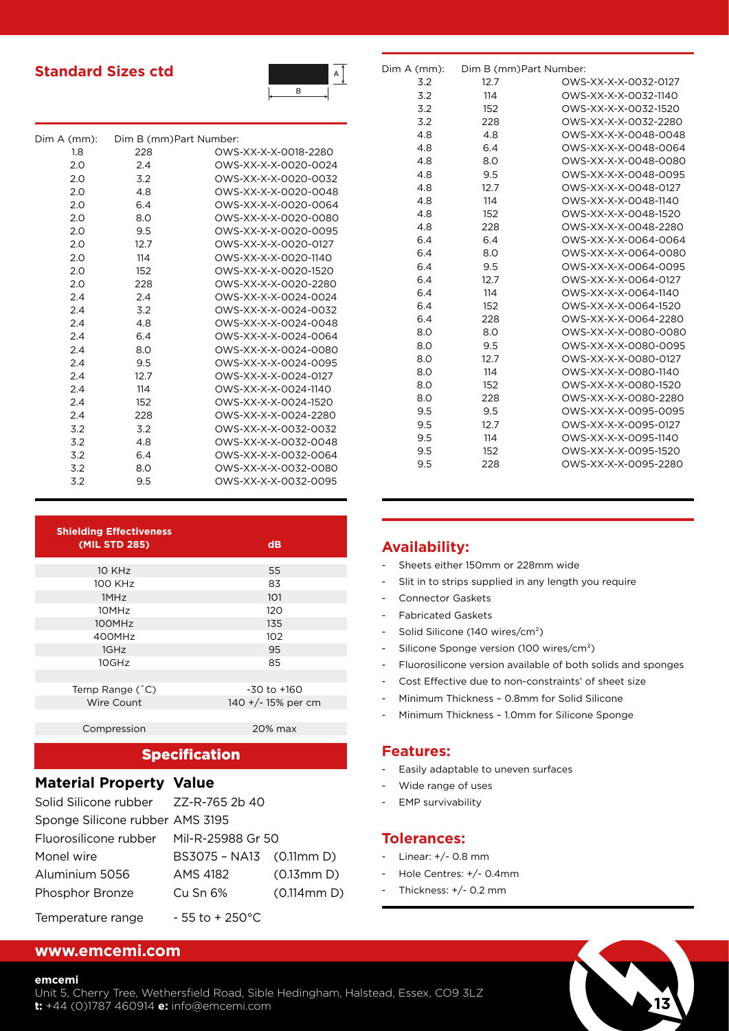## Standard Sizes ctd

A
B

| Dim A (mm): | Dim B (mm) | Part Number: |
|---|---|---|
| 1.8 | 228 | OWS-XX-X-X-0018-2280 |
| 2.0 | 2.4 | OWS-XX-X-X-0020-0024 |
| 2.0 | 3.2 | OWS-XX-X-X-0020-0032 |
| 2.0 | 4.8 | OWS-XX-X-X-0020-0048 |
| 2.0 | 6.4 | OWS-XX-X-X-0020-0064 |
| 2.0 | 8.0 | OWS-XX-X-X-0020-0080 |
| 2.0 | 9.5 | OWS-XX-X-X-0020-0095 |
| 2.0 | 12.7 | OWS-XX-X-X-0020-0127 |
| 2.0 | 114 | OWS-XX-X-X-0020-1140 |
| 2.0 | 152 | OWS-XX-X-X-0020-1520 |
| 2.0 | 228 | OWS-XX-X-X-0020-2280 |
| 2.4 | 2.4 | OWS-XX-X-X-0024-0024 |
| 2.4 | 3.2 | OWS-XX-X-X-0024-0032 |
| 2.4 | 4.8 | OWS-XX-X-X-0024-0048 |
| 2.4 | 6.4 | OWS-XX-X-X-0024-0064 |
| 2.4 | 8.0 | OWS-XX-X-X-0024-0080 |
| 2.4 | 9.5 | OWS-XX-X-X-0024-0095 |
| 2.4 | 12.7 | OWS-XX-X-X-0024-0127 |
| 2.4 | 114 | OWS-XX-X-X-0024-1140 |
| 2.4 | 152 | OWS-XX-X-X-0024-1520 |
| 2.4 | 228 | OWS-XX-X-X-0024-2280 |
| 3.2 | 3.2 | OWS-XX-X-X-0032-0032 |
| 3.2 | 4.8 | OWS-XX-X-X-0032-0048 |
| 3.2 | 6.4 | OWS-XX-X-X-0032-0064 |
| 3.2 | 8.0 | OWS-XX-X-X-0032-0080 |
| 3.2 | 9.5 | OWS-XX-X-X-0032-0095 |
| 3.2 | 12.7 | OWS-XX-X-X-0032-0127 |
| 3.2 | 114 | OWS-XX-X-X-0032-1140 |
| 3.2 | 152 | OWS-XX-X-X-0032-1520 |
| 3.2 | 228 | OWS-XX-X-X-0032-2280 |
| 4.8 | 4.8 | OWS-XX-X-X-0048-0048 |
| 4.8 | 6.4 | OWS-XX-X-X-0048-0064 |
| 4.8 | 8.0 | OWS-XX-X-X-0048-0080 |
| 4.8 | 9.5 | OWS-XX-X-X-0048-0095 |
| 4.8 | 12.7 | OWS-XX-X-X-0048-0127 |
| 4.8 | 114 | OWS-XX-X-X-0048-1140 |
| 4.8 | 152 | OWS-XX-X-X-0048-1520 |
| 4.8 | 228 | OWS-XX-X-X-0048-2280 |
| 6.4 | 6.4 | OWS-XX-X-X-0064-0064 |
| 6.4 | 8.0 | OWS-XX-X-X-0064-0080 |
| 6.4 | 9.5 | OWS-XX-X-X-0064-0095 |
| 6.4 | 12.7 | OWS-XX-X-X-0064-0127 |
| 6.4 | 114 | OWS-XX-X-X-0064-1140 |
| 6.4 | 152 | OWS-XX-X-X-0064-1520 |
| 6.4 | 228 | OWS-XX-X-X-0064-2280 |
| 8.0 | 8.0 | OWS-XX-X-X-0080-0080 |
| 8.0 | 9.5 | OWS-XX-X-X-0080-0095 |
| 8.0 | 12.7 | OWS-XX-X-X-0080-0127 |
| 8.0 | 114 | OWS-XX-X-X-0080-1140 |
| 8.0 | 152 | OWS-XX-X-X-0080-1520 |
| 8.0 | 228 | OWS-XX-X-X-0080-2280 |
| 9.5 | 9.5 | OWS-XX-X-X-0095-0095 |
| 9.5 | 12.7 | OWS-XX-X-X-0095-0127 |
| 9.5 | 114 | OWS-XX-X-X-0095-1140 |
| 9.5 | 152 | OWS-XX-X-X-0095-1520 |
| 9.5 | 228 | OWS-XX-X-X-0095-2280 |

| Shielding Effectiveness (MIL STD 285) | dB |
|---|---|
| 10 KHz | 55 |
| 100 KHz | 83 |
| 1MHz | 101 |
| 10MHz | 120 |
| 100MHz | 135 |
| 400MHz | 102 |
| 1GHz | 95 |
| 10GHz | 85 |
| | |
| Temp Range (˚C) | -30 to +160 |
| Wire Count | 140 +/- 15% per cm |
| | |
| Compression | 20% max |

## Specification

| Material Property | Value | |
|---|---|---|
| Solid Silicone rubber | ZZ-R-765 2b 40 | |
| Sponge Silicone rubber | AMS 3195 | |
| Fluorosilicone rubber | Mil-R-25988 Gr 50 | |
| Monel wire | BS3075 – NA13 | (0.11mm D) |
| Aluminium 5056 | AMS 4182 | (0.13mm D) |
| Phosphor Bronze | Cu Sn 6% | (0.114mm D) |
| Temperature range | - 55 to + 250°C | |

## Availability:

- Sheets either 150mm or 228mm wide
- Slit in to strips supplied in any length you require
- Connector Gaskets
- Fabricated Gaskets
- Solid Silicone (140 wires/cm$^2$)
- Silicone Sponge version (100 wires/cm$^2$)
- Fluorosilicone version available of both solids and sponges
- Cost Effective due to non-constraints' of sheet size
- Minimum Thickness – 0.8mm for Solid Silicone
- Minimum Thickness – 1.0mm for Silicone Sponge

## Features:

- Easily adaptable to uneven surfaces
- Wide range of uses
- EMP survivability

## Tolerances:

- Linear: +/- 0.8 mm
- Hole Centres: +/- 0.4mm
- Thickness: +/- 0.2 mm

**www.emcemi.com**

**emcemi**
Unit 5, Cherry Tree, Wethersfield Road, Sible Hedingham, Halstead, Essex, CO9 3LZ
**t:** +44 (0)1787 460914 **e:** info@emcemi.com